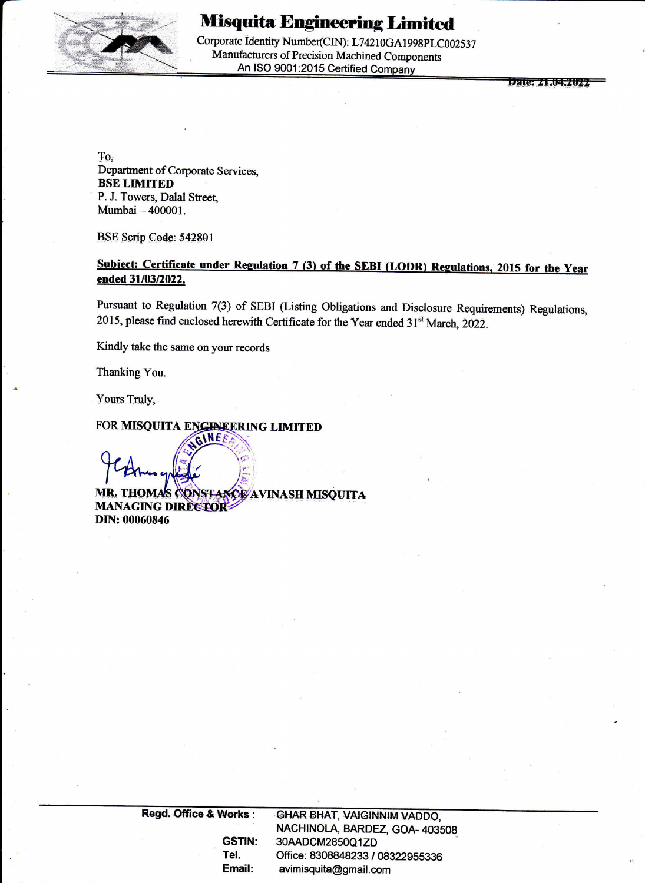# Misquita Engineering Limited

Corporate Identity Number(CIN): L74210GA1998PLC002537
Manufacturers of Precision Machined Components
An ISO 9001:2015 Certified Company

Date: 21.04.2022

To,
Department of Corporate Services,
**BSE LIMITED**
P. J. Towers, Dalal Street,
Mumbai – 400001.

BSE Scrip Code: 542801

**Subject: Certificate under Regulation 7 (3) of the SEBI (LODR) Regulations, 2015 for the Year ended 31/03/2022.**

Pursuant to Regulation 7(3) of SEBI (Listing Obligations and Disclosure Requirements) Regulations, 2015, please find enclosed herewith Certificate for the Year ended 31st March, 2022.

Kindly take the same on your records

Thanking You.

Yours Truly,

FOR **MISQUITA ENGINEERING LIMITED**

**MR. THOMAS CONSTANCE AVINASH MISQUITA**
**MANAGING DIRECTOR**
**DIN: 00060846**

**Regd. Office & Works** : GHAR BHAT, VAIGINNIM VADDO, NACHINOLA, BARDEZ, GOA- 403508
**GSTIN:** 30AADCM2850Q1ZD
**Tel.** Office: 8308848233 / 08322955336
**Email:** avimisquita@gmail.com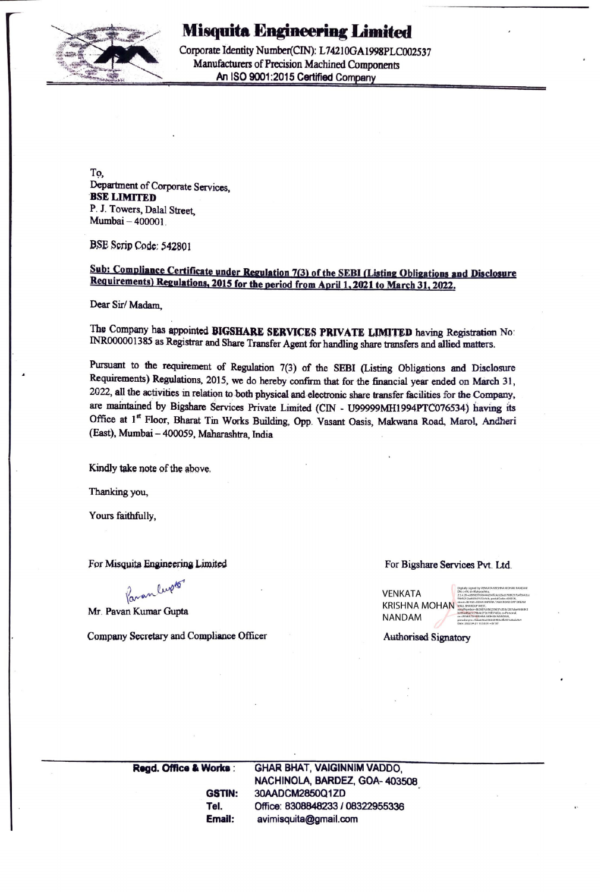# Misquita Engineering Limited

Corporate Identity Number(CIN): L74210GA1998PLC002537
Manufacturers of Precision Machined Components
An ISO 9001:2015 Certified Company

To,
Department of Corporate Services,
**BSE LIMITED**
P. J. Towers, Dalal Street,
Mumbai – 400001.

BSE Scrip Code: 542801

**Sub: Compliance Certificate under Regulation 7(3) of the SEBI (Listing Obligations and Disclosure Requirements) Regulations, 2015 for the period from April 1, 2021 to March 31, 2022.**

Dear Sir/ Madam,

The Company has appointed **BIGSHARE SERVICES PRIVATE LIMITED** having Registration No: INR000001385 as Registrar and Share Transfer Agent for handling share transfers and allied matters.

Pursuant to the requirement of Regulation 7(3) of the SEBI (Listing Obligations and Disclosure Requirements) Regulations, 2015, we do hereby confirm that for the financial year ended on March 31, 2022, all the activities in relation to both physical and electronic share transfer facilities for the Company, are maintained by Bigshare Services Private Limited (CIN - U99999MH1994PTC076534) having its Office at 1st Floor, Bharat Tin Works Building, Opp. Vasant Oasis, Makwana Road, Marol, Andheri (East), Mumbai – 400059, Maharashtra, India

Kindly take note of the above.

Thanking you,

Yours faithfully,

For Misquita Engineering Limited

Mr. Pavan Kumar Gupta

Company Secretary and Compliance Officer

For Bigshare Services Pvt. Ltd.

VENKATA KRISHNA MOHAN NANDAM

Authorised Signatory

Regd. Office & Works: GHAR BHAT, VAIGINNIM VADDO, NACHINOLA, BARDEZ, GOA- 403508
GSTIN: 30AADCM2850Q1ZD
Tel. Office: 8308848233 / 08322955336
Email: avimisquita@gmail.com